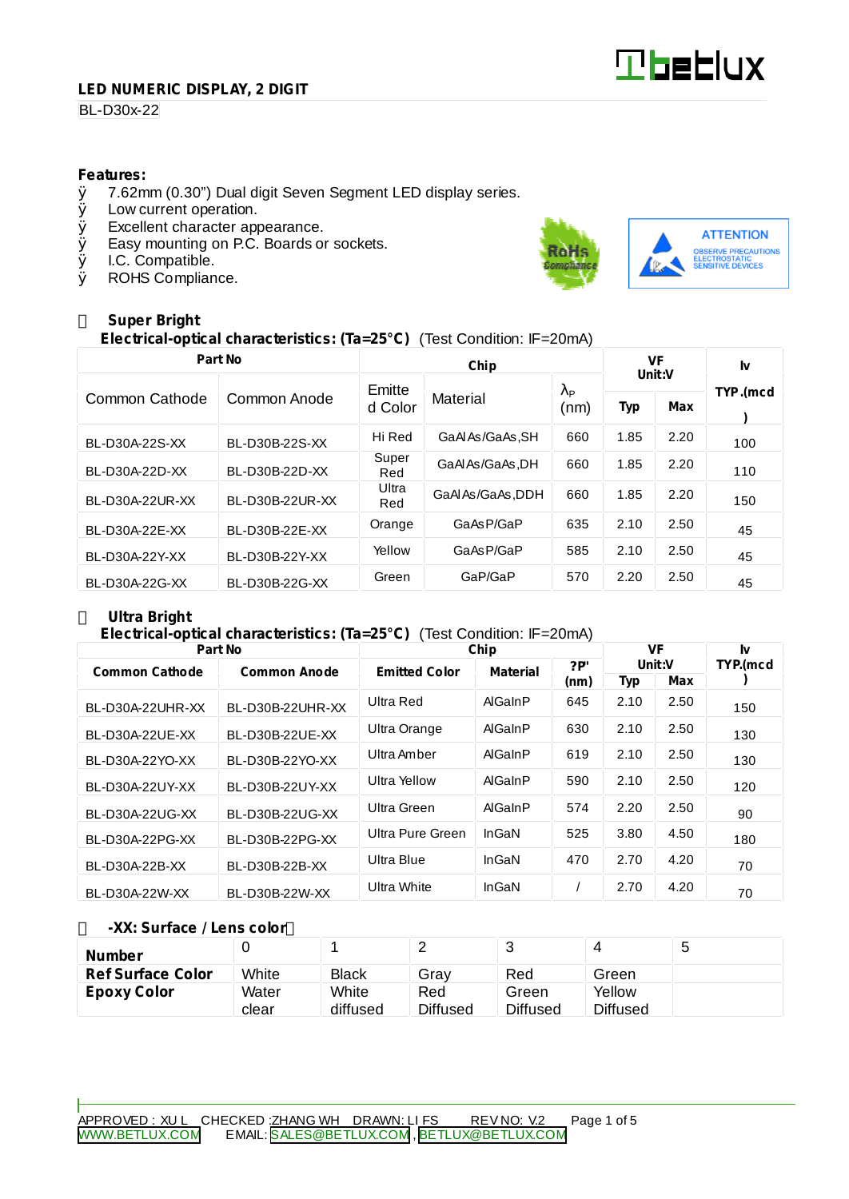# LED NUMERIC DISPLAY, 2 DIGIT

BL-D30x-22

**Features:**

- 7.62mm (0.30") Dual digit Seven Segment LED display series.
- Low current operation.
- Excellent character appearance.
- Easy mounting on P.C. Boards or sockets.
- I.C. Compatible.
- ROHS Compliance.

RoHS Compliance

ATTENTION
OBSERVE PRECAUTIONS ELECTROSTATIC SENSITIVE DEVICES

## Super Bright

**Electrical-optical characteristics: (Ta=25°C)** (Test Condition: IF=20mA)

| Part No | | Chip | | | VF Unit:V | | Iv |
|---|---|---|---|---|---|---|---|
| Common Cathode | Common Anode | Emitted Color | Material | $\lambda_P$ (nm) | Typ | Max | TYP.(mcd) |
| BL-D30A-22S-XX | BL-D30B-22S-XX | Hi Red | GaAlAs/GaAs,SH | 660 | 1.85 | 2.20 | 100 |
| BL-D30A-22D-XX | BL-D30B-22D-XX | Super Red | GaAlAs/GaAs,DH | 660 | 1.85 | 2.20 | 110 |
| BL-D30A-22UR-XX | BL-D30B-22UR-XX | Ultra Red | GaAlAs/GaAs,DDH | 660 | 1.85 | 2.20 | 150 |
| BL-D30A-22E-XX | BL-D30B-22E-XX | Orange | GaAsP/GaP | 635 | 2.10 | 2.50 | 45 |
| BL-D30A-22Y-XX | BL-D30B-22Y-XX | Yellow | GaAsP/GaP | 585 | 2.10 | 2.50 | 45 |
| BL-D30A-22G-XX | BL-D30B-22G-XX | Green | GaP/GaP | 570 | 2.20 | 2.50 | 45 |

## Ultra Bright

**Electrical-optical characteristics: (Ta=25°C)** (Test Condition: IF=20mA)

| Part No | | Chip | | | VF Unit:V | | Iv |
|---|---|---|---|---|---|---|---|
| Common Cathode | Common Anode | Emitted Color | Material | ?P' (nm) | Typ | Max | TYP.(mcd) |
| BL-D30A-22UHR-XX | BL-D30B-22UHR-XX | Ultra Red | AlGaInP | 645 | 2.10 | 2.50 | 150 |
| BL-D30A-22UE-XX | BL-D30B-22UE-XX | Ultra Orange | AlGaInP | 630 | 2.10 | 2.50 | 130 |
| BL-D30A-22YO-XX | BL-D30B-22YO-XX | Ultra Amber | AlGaInP | 619 | 2.10 | 2.50 | 130 |
| BL-D30A-22UY-XX | BL-D30B-22UY-XX | Ultra Yellow | AlGaInP | 590 | 2.10 | 2.50 | 120 |
| BL-D30A-22UG-XX | BL-D30B-22UG-XX | Ultra Green | AlGaInP | 574 | 2.20 | 2.50 | 90 |
| BL-D30A-22PG-XX | BL-D30B-22PG-XX | Ultra Pure Green | InGaN | 525 | 3.80 | 4.50 | 180 |
| BL-D30A-22B-XX | BL-D30B-22B-XX | Ultra Blue | InGaN | 470 | 2.70 | 4.20 | 70 |
| BL-D30A-22W-XX | BL-D30B-22W-XX | Ultra White | InGaN | / | 2.70 | 4.20 | 70 |

## -XX: Surface / Lens color

| Number | 0 | 1 | 2 | 3 | 4 | 5 |
|---|---|---|---|---|---|---|
| **Ref Surface Color** | White | Black | Gray | Red | Green | |
| **Epoxy Color** | Water clear | White diffused | Red Diffused | Green Diffused | Yellow Diffused | |

APPROVED : XU L CHECKED :ZHANG WH DRAWN: LI FS REV NO: V.2

WWW.BETLUX.COM EMAIL: SALES@BETLUX.COM , BETLUX@BETLUX.COM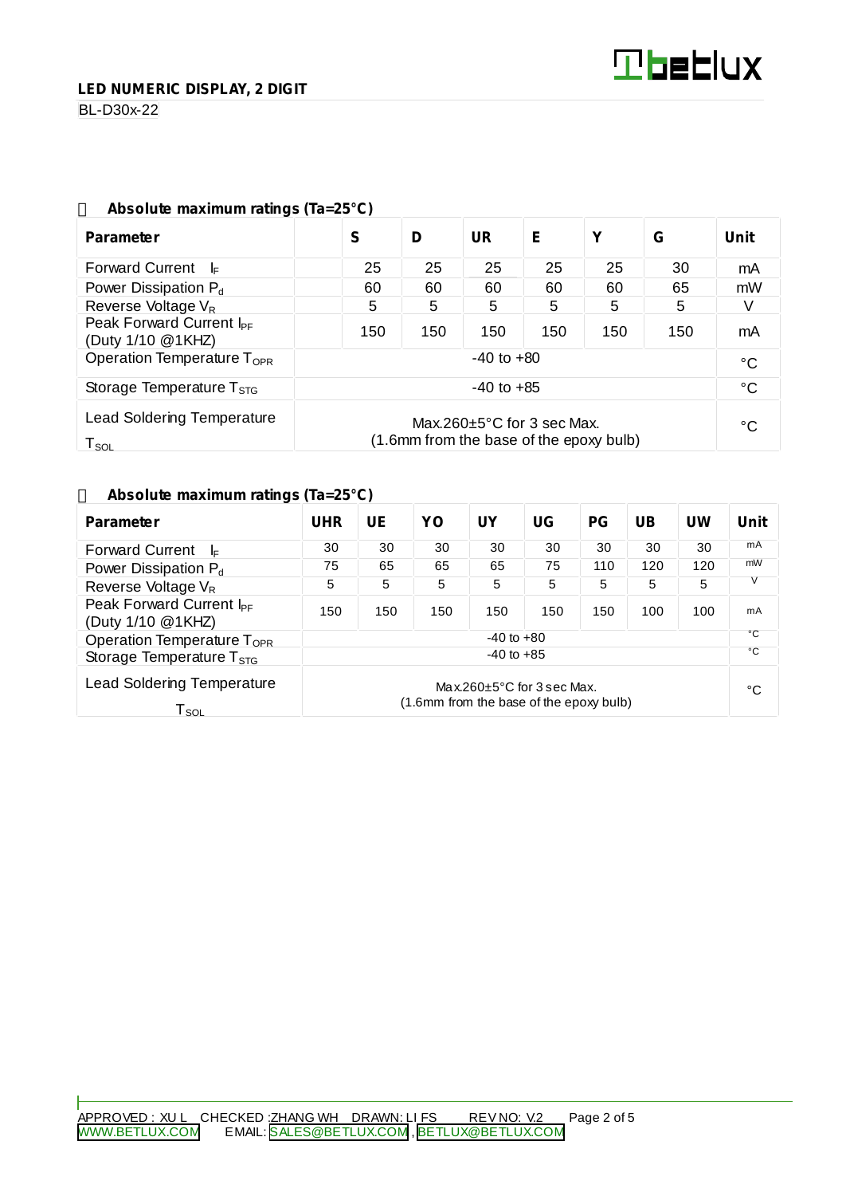## Absolute maximum ratings (Ta=25°C)

| Parameter | S | D | UR | E | Y | G | Unit |
|---|---|---|---|---|---|---|---|
| Forward Current $I_F$ | 25 | 25 | 25 | 25 | 25 | 30 | mA |
| Power Dissipation $P_d$ | 60 | 60 | 60 | 60 | 60 | 65 | mW |
| Reverse Voltage $V_R$ | 5 | 5 | 5 | 5 | 5 | 5 | V |
| Peak Forward Current $I_{PF}$ (Duty 1/10 @1KHZ) | 150 | 150 | 150 | 150 | 150 | 150 | mA |
| Operation Temperature $T_{OPR}$ | -40 to +80 | | | | | | °C |
| Storage Temperature $T_{STG}$ | -40 to +85 | | | | | | °C |
| Lead Soldering Temperature $T_{SOL}$ | Max.260±5°C for 3 sec Max. (1.6mm from the base of the epoxy bulb) | | | | | | °C |

## Absolute maximum ratings (Ta=25°C)

| Parameter | UHR | UE | YO | UY | UG | PG | UB | UW | Unit |
|---|---|---|---|---|---|---|---|---|---|
| Forward Current $I_F$ | 30 | 30 | 30 | 30 | 30 | 30 | 30 | 30 | mA |
| Power Dissipation $P_d$ | 75 | 65 | 65 | 65 | 75 | 110 | 120 | 120 | mW |
| Reverse Voltage $V_R$ | 5 | 5 | 5 | 5 | 5 | 5 | 5 | 5 | V |
| Peak Forward Current $I_{PF}$ (Duty 1/10 @1KHZ) | 150 | 150 | 150 | 150 | 150 | 150 | 100 | 100 | mA |
| Operation Temperature $T_{OPR}$ | -40 to +80 | | | | | | | | °C |
| Storage Temperature $T_{STG}$ | -40 to +85 | | | | | | | | °C |
| Lead Soldering Temperature $T_{SOL}$ | Max.260±5°C for 3 sec Max. (1.6mm from the base of the epoxy bulb) | | | | | | | | °C |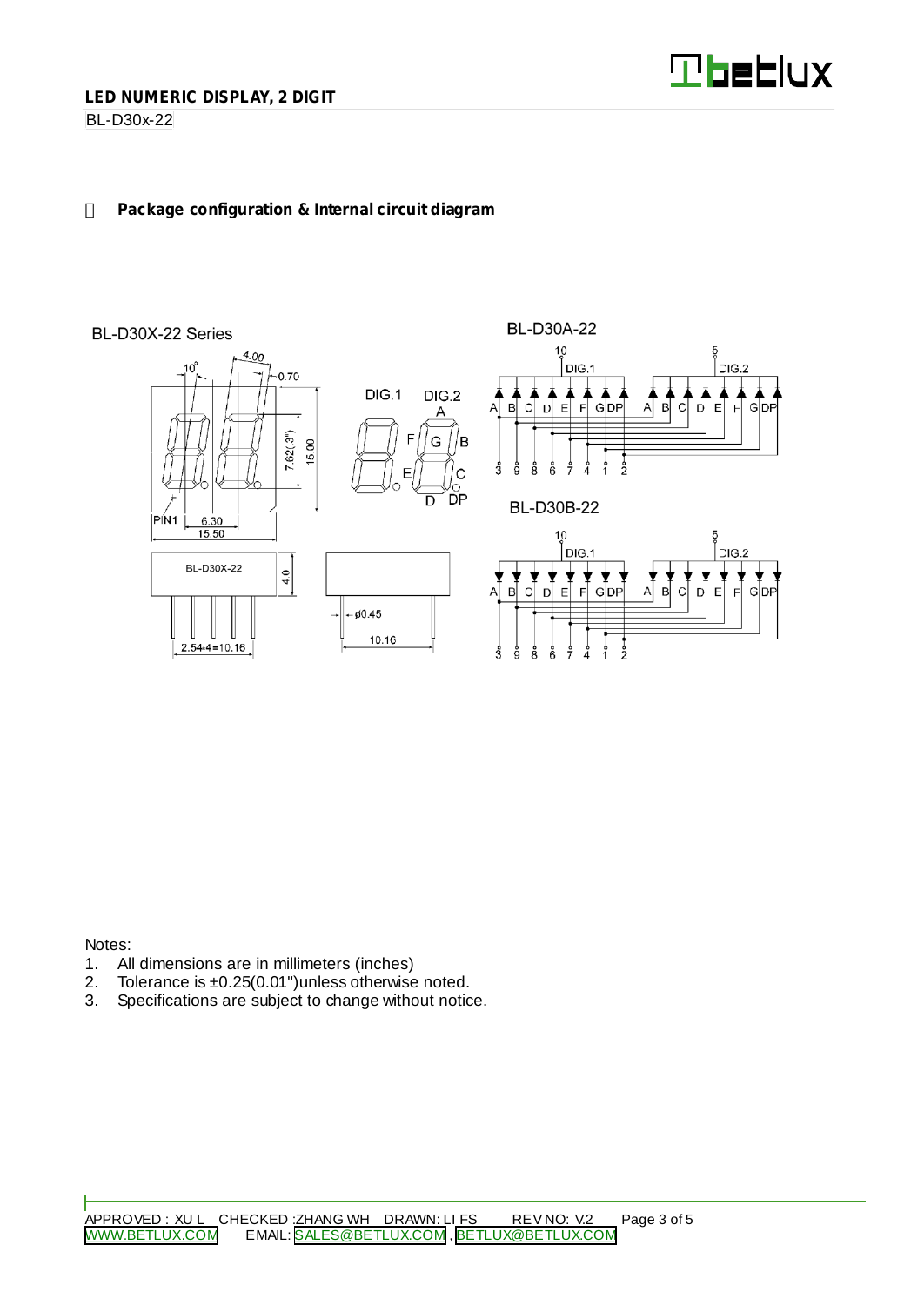## Package configuration & Internal circuit diagram

BL-D30X-22 Series

BL-D30A-22

BL-D30B-22

Notes:

1. All dimensions are in millimeters (inches)
2. Tolerance is ±0.25(0.01")unless otherwise noted.
3. Specifications are subject to change without notice.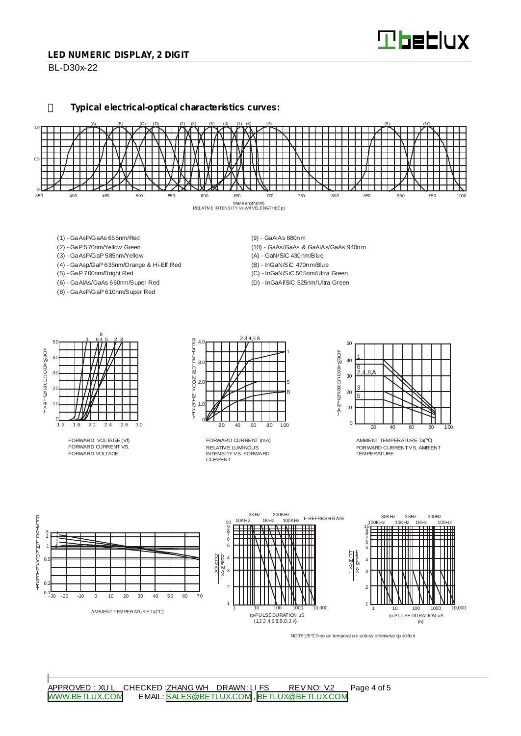## Typical electrical-optical characteristics curves:

Wavelength(nm)
RELATIVE INTENSITY Vs WAVELENGTH(λp)

- (1) - GaAsP/GaAs 655nm/Red
- (2) - GaP 570nm/Yellow Green
- (3) - GaAsP/GaP 585nm/Yellow
- (4) - GaAsp/GaP 635nm/Orange & Hi-Eff Red
- (5) - GaP 700nm/Bright Red
- (6) - GaAlAs/GaAs 660nm/Super Red
- (8) - GaAsP/GaP 610nm/Super Red
- (9) - GaAlAs 880nm
- (10) - GaAs/GaAs & GaAlAs/GaAs 940nm
- (A) - GaN/SiC 430nm/Blue
- (B) - InGaN/SiC 470nm/Blue
- (C) - InGaN/SiC 505nm/Ultra Green
- (D) - InGaAl/SiC 525nm/Ultra Green

FORWARD VOLTAGE (Vf)
FORWARD CURRENT VS. FORWARD VOLTAGE

FORWARD CURRENT (mA)
RELATIVE LUMINOUS INTENSITY VS. FORWARD CURRENT

AMBIENT TEMPERATURE Ta(℃)
FORWARD CURRENT VS. AMBIENT TEMPERATURE

AMBIENT TEMPERATURE Ta(℃)

tp-PULSE DURATION uS
(1,2,3,4,6,8,B.D.J.K)

tp-PULSE DURATION uS
(5)

NOTE:25℃ free air temperature unless otherwise specified

APPROVED : XU L CHECKED :ZHANG WH DRAWN: LI FS REV NO: V.2

WWW.BETLUX.COM EMAIL: SALES@BETLUX.COM , BETLUX@BETLUX.COM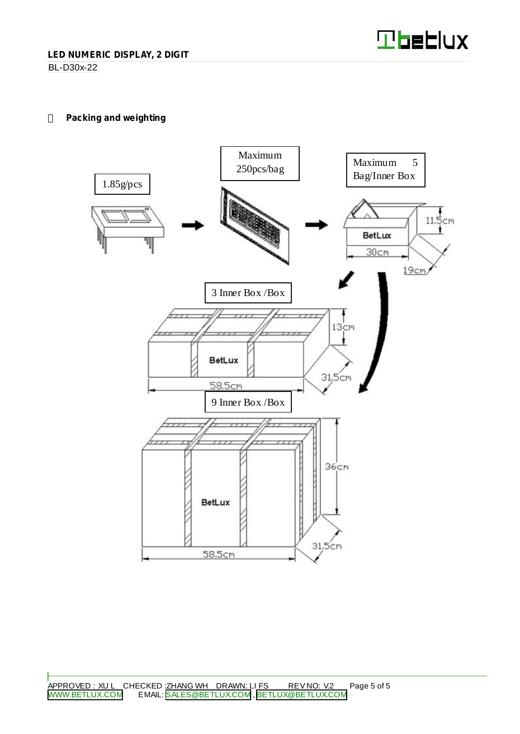## Packing and weighting

1.85g/pcs

Maximum 250pcs/bag

Maximum 5 Bag/Inner Box

11.5cm

30cm

19cm

BetLux

3 Inner Box /Box

13cm

31.5cm

58.5cm

BetLux

9 Inner Box /Box

36cm

31.5cm

58.5cm

BetLux